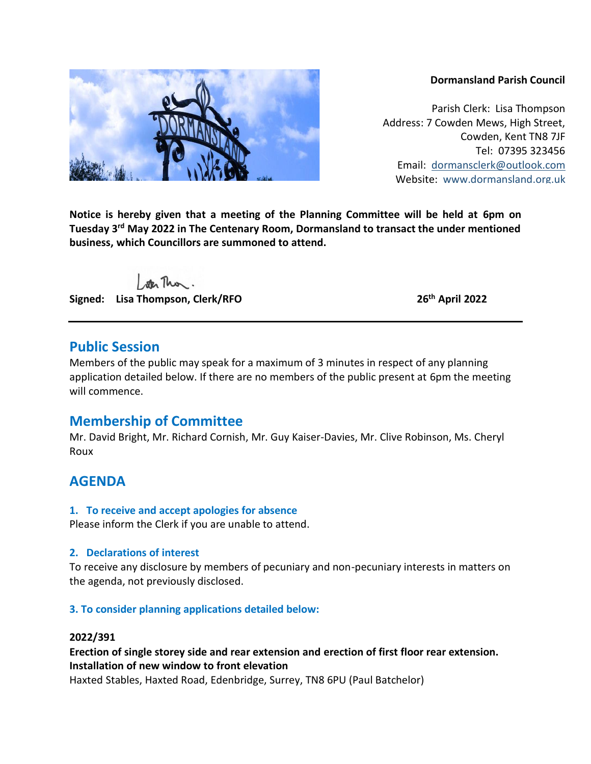**Dormansland Parish Council**

Parish Clerk: Lisa Thompson
Address: 7 Cowden Mews, High Street,
Cowden, Kent TN8 7JF
Tel: 07395 323456
Email: dormansclerk@outlook.com
Website: www.dormansland.org.uk

**Notice is hereby given that a meeting of the Planning Committee will be held at 6pm on Tuesday 3rd May 2022 in The Centenary Room, Dormansland to transact the under mentioned business, which Councillors are summoned to attend.**

**Signed: Lisa Thompson, Clerk/RFO** **26th April 2022**

---

## Public Session

Members of the public may speak for a maximum of 3 minutes in respect of any planning application detailed below. If there are no members of the public present at 6pm the meeting will commence.

## Membership of Committee

Mr. David Bright, Mr. Richard Cornish, Mr. Guy Kaiser-Davies, Mr. Clive Robinson, Ms. Cheryl Roux

## AGENDA

### 1. To receive and accept apologies for absence

Please inform the Clerk if you are unable to attend.

### 2. Declarations of interest

To receive any disclosure by members of pecuniary and non-pecuniary interests in matters on the agenda, not previously disclosed.

### 3. To consider planning applications detailed below:

**2022/391**
**Erection of single storey side and rear extension and erection of first floor rear extension. Installation of new window to front elevation**
Haxted Stables, Haxted Road, Edenbridge, Surrey, TN8 6PU (Paul Batchelor)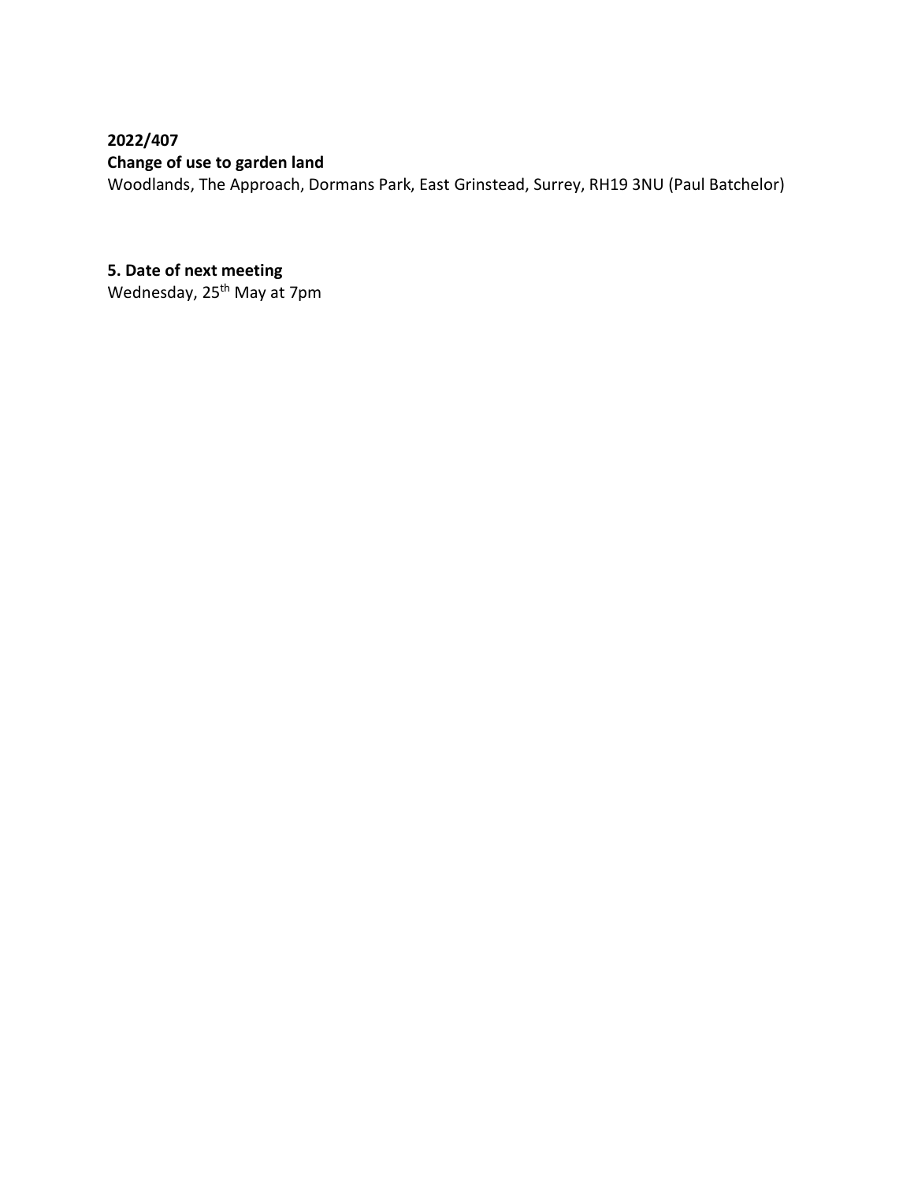**2022/407**
**Change of use to garden land**
Woodlands, The Approach, Dormans Park, East Grinstead, Surrey, RH19 3NU (Paul Batchelor)

**5. Date of next meeting**
Wednesday, 25th May at 7pm